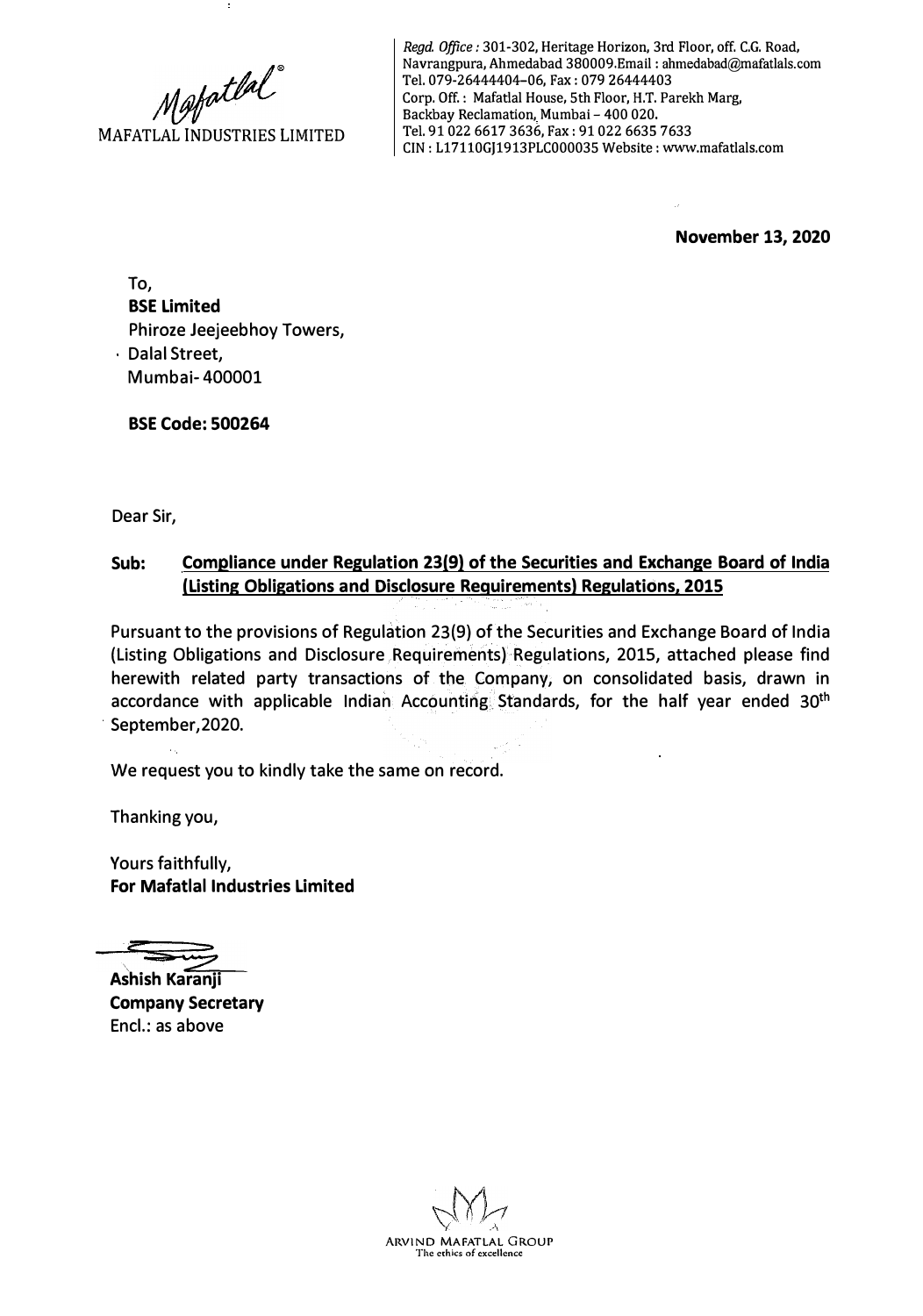MAFATLAL INDUSTRIES LIMITED

*Regd. Office* : 301-302, Heritage Horizon, 3rd Floor, off. C.G. Road, Navrangpura, Ahmedabad 380009.Email : ahmedabad@mafatlals.com
Tel. 079-26444404–06, Fax : 079 26444403
Corp. Off. : Mafatlal House, 5th Floor, H.T. Parekh Marg, Backbay Reclamation, Mumbai – 400 020.
Tel. 91 022 6617 3636, Fax : 91 022 6635 7633
CIN : L17110GJ1913PLC000035 Website : www.mafatlals.com

**November 13, 2020**

To,
**BSE Limited**
Phiroze Jeejeebhoy Towers,
Dalal Street,
Mumbai- 400001

**BSE Code: 500264**

Dear Sir,

**Sub: Compliance under Regulation 23(9) of the Securities and Exchange Board of India (Listing Obligations and Disclosure Requirements) Regulations, 2015**

Pursuant to the provisions of Regulation 23(9) of the Securities and Exchange Board of India (Listing Obligations and Disclosure Requirements) Regulations, 2015, attached please find herewith related party transactions of the Company, on consolidated basis, drawn in accordance with applicable Indian Accounting Standards, for the half year ended 30th September,2020.

We request you to kindly take the same on record.

Thanking you,

Yours faithfully,
**For Mafatlal Industries Limited**

**Ashish Karanji**
**Company Secretary**
Encl.: as above

ARVIND MAFATLAL GROUP
The ethics of excellence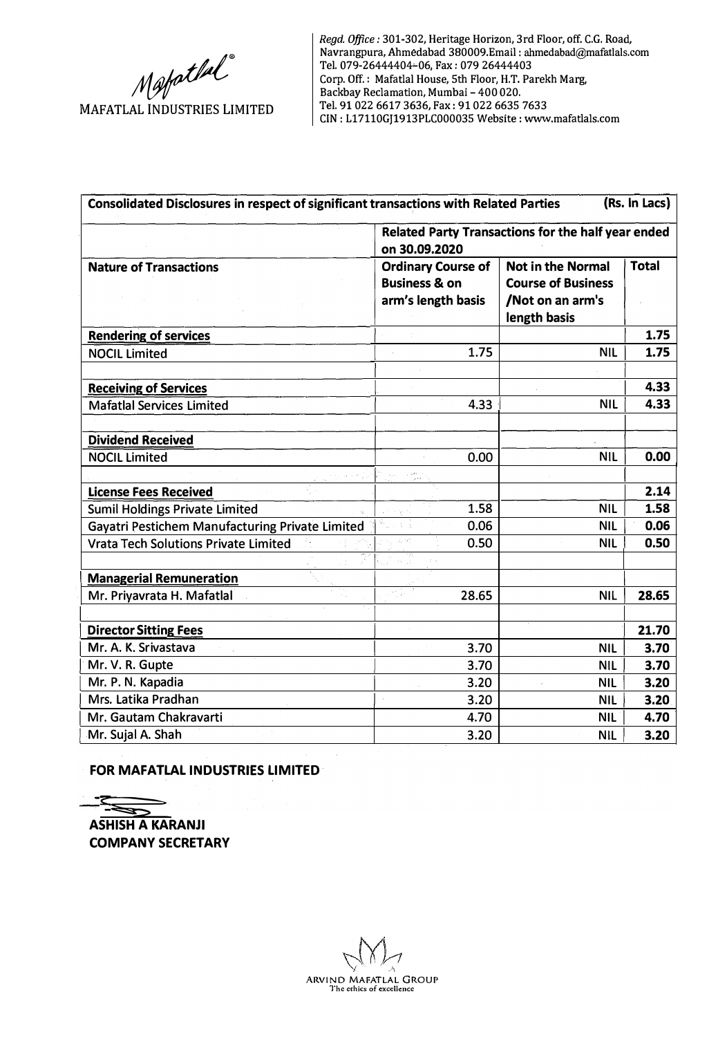Mafatlal®

MAFATLAL INDUSTRIES LIMITED

*Regd. Office :* 301-302, Heritage Horizon, 3rd Floor, off. C.G. Road, Navrangpura, Ahmedabad 380009.Email : ahmedabad@mafatlals.com
Tel. 079-26444404-06, Fax : 079 26444403
Corp. Off. : Mafatlal House, 5th Floor, H.T. Parekh Marg, Backbay Reclamation, Mumbai – 400 020.
Tel. 91 022 6617 3636, Fax : 91 022 6635 7633
CIN : L17110GJ1913PLC000035 Website : www.mafatlals.com

| **Consolidated Disclosures in respect of significant transactions with Related Parties** | | | **(Rs. In Lacs)** |
|---|---|---|---|
| | **Related Party Transactions for the half year ended on 30.09.2020** | | |
| **Nature of Transactions** | **Ordinary Course of Business & on arm's length basis** | **Not in the Normal Course of Business /Not on an arm's length basis** | **Total** |
| **Rendering of services** | | | **1.75** |
| NOCIL Limited | 1.75 | NIL | **1.75** |
| | | | |
| **Receiving of Services** | | | **4.33** |
| Mafatlal Services Limited | 4.33 | NIL | **4.33** |
| | | | |
| **Dividend Received** | | | |
| NOCIL Limited | 0.00 | NIL | **0.00** |
| | | | |
| **License Fees Received** | | | **2.14** |
| Sumil Holdings Private Limited | 1.58 | NIL | **1.58** |
| Gayatri Pestichem Manufacturing Private Limited | 0.06 | NIL | **0.06** |
| Vrata Tech Solutions Private Limited | 0.50 | NIL | **0.50** |
| | | | |
| **Managerial Remuneration** | | | |
| Mr. Priyavrata H. Mafatlal | 28.65 | NIL | **28.65** |
| | | | |
| **Director Sitting Fees** | | | **21.70** |
| Mr. A. K. Srivastava | 3.70 | NIL | **3.70** |
| Mr. V. R. Gupte | 3.70 | NIL | **3.70** |
| Mr. P. N. Kapadia | 3.20 | NIL | **3.20** |
| Mrs. Latika Pradhan | 3.20 | NIL | **3.20** |
| Mr. Gautam Chakravarti | 4.70 | NIL | **4.70** |
| Mr. Sujal A. Shah | 3.20 | NIL | **3.20** |

**FOR MAFATLAL INDUSTRIES LIMITED**

**ASHISH A KARANJI**
**COMPANY SECRETARY**

ARVIND MAFATLAL GROUP
The ethics of excellence